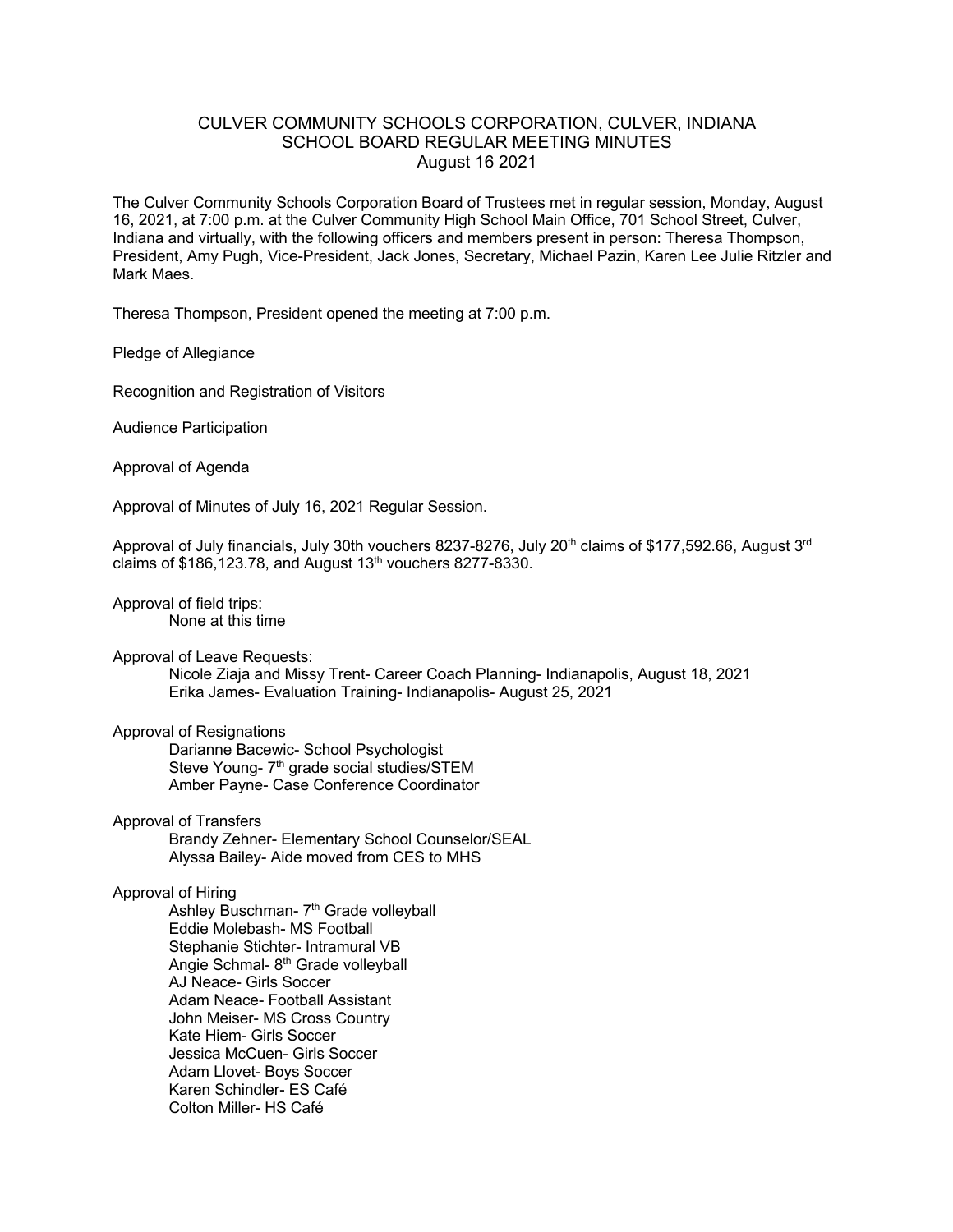# CULVER COMMUNITY SCHOOLS CORPORATION, CULVER, INDIANA
## SCHOOL BOARD REGULAR MEETING MINUTES
### August 16 2021

The Culver Community Schools Corporation Board of Trustees met in regular session, Monday, August 16, 2021, at 7:00 p.m. at the Culver Community High School Main Office, 701 School Street, Culver, Indiana and virtually, with the following officers and members present in person: Theresa Thompson, President, Amy Pugh, Vice-President, Jack Jones, Secretary, Michael Pazin, Karen Lee Julie Ritzler and Mark Maes.

Theresa Thompson, President opened the meeting at 7:00 p.m.

Pledge of Allegiance

Recognition and Registration of Visitors

Audience Participation

Approval of Agenda

Approval of Minutes of July 16, 2021 Regular Session.

Approval of July financials, July 30th vouchers 8237-8276, July 20th claims of $177,592.66, August 3rd claims of $186,123.78, and August 13th vouchers 8277-8330.

Approval of field trips:
- None at this time

Approval of Leave Requests:
- Nicole Ziaja and Missy Trent- Career Coach Planning- Indianapolis, August 18, 2021
- Erika James- Evaluation Training- Indianapolis- August 25, 2021

Approval of Resignations
- Darianne Bacewic- School Psychologist
- Steve Young- 7th grade social studies/STEM
- Amber Payne- Case Conference Coordinator

Approval of Transfers
- Brandy Zehner- Elementary School Counselor/SEAL
- Alyssa Bailey- Aide moved from CES to MHS

Approval of Hiring
- Ashley Buschman- 7th Grade volleyball
- Eddie Molebash- MS Football
- Stephanie Stichter- Intramural VB
- Angie Schmal- 8th Grade volleyball
- AJ Neace- Girls Soccer
- Adam Neace- Football Assistant
- John Meiser- MS Cross Country
- Kate Hiem- Girls Soccer
- Jessica McCuen- Girls Soccer
- Adam Llovet- Boys Soccer
- Karen Schindler- ES Café
- Colton Miller- HS Café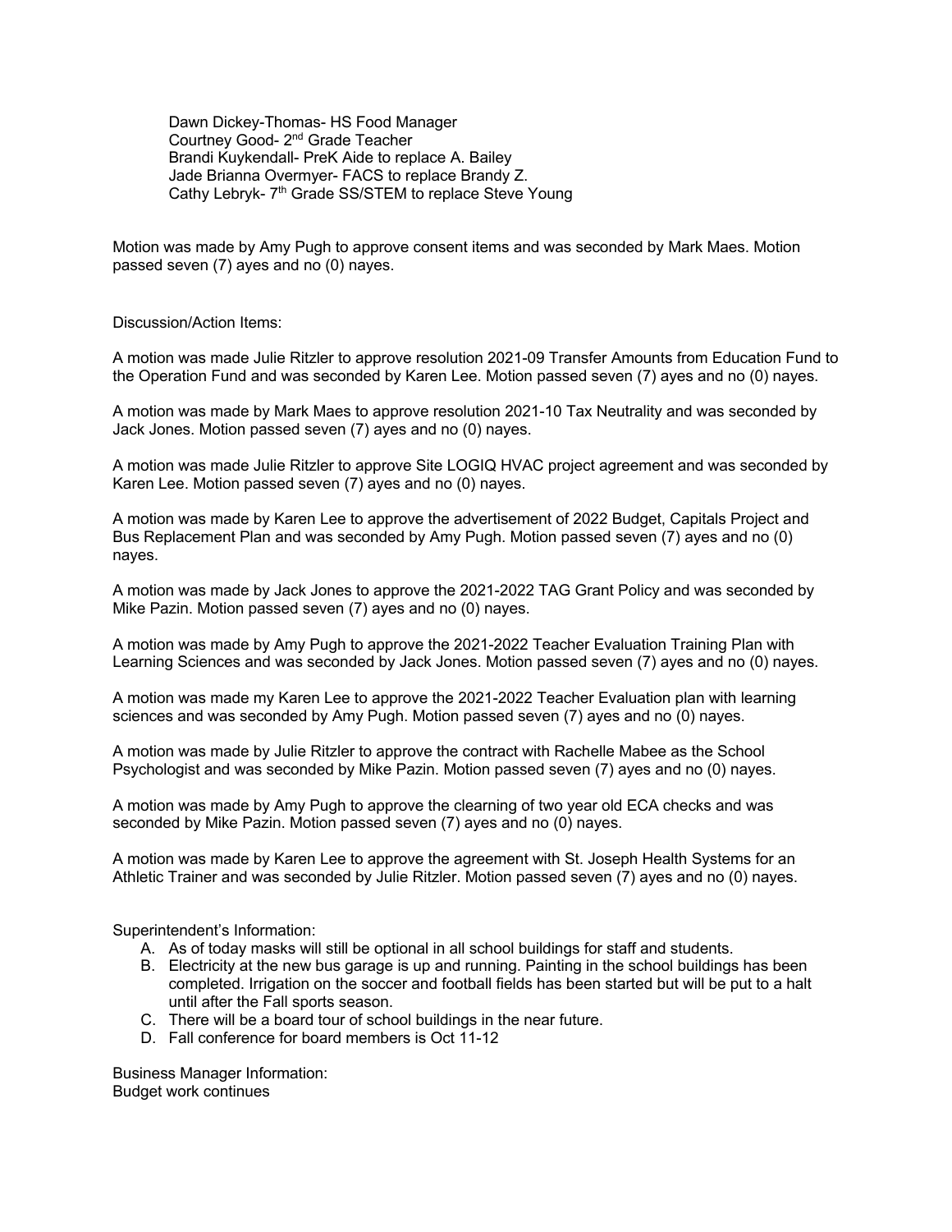Dawn Dickey-Thomas- HS Food Manager
Courtney Good- 2nd Grade Teacher
Brandi Kuykendall- PreK Aide to replace A. Bailey
Jade Brianna Overmyer- FACS to replace Brandy Z.
Cathy Lebryk- 7th Grade SS/STEM to replace Steve Young

Motion was made by Amy Pugh to approve consent items and was seconded by Mark Maes. Motion passed seven (7) ayes and no (0) nayes.

Discussion/Action Items:

A motion was made Julie Ritzler to approve resolution 2021-09 Transfer Amounts from Education Fund to the Operation Fund and was seconded by Karen Lee. Motion passed seven (7) ayes and no (0) nayes.

A motion was made by Mark Maes to approve resolution 2021-10 Tax Neutrality and was seconded by Jack Jones. Motion passed seven (7) ayes and no (0) nayes.

A motion was made Julie Ritzler to approve Site LOGIQ HVAC project agreement and was seconded by Karen Lee. Motion passed seven (7) ayes and no (0) nayes.

A motion was made by Karen Lee to approve the advertisement of 2022 Budget, Capitals Project and Bus Replacement Plan and was seconded by Amy Pugh. Motion passed seven (7) ayes and no (0) nayes.

A motion was made by Jack Jones to approve the 2021-2022 TAG Grant Policy and was seconded by Mike Pazin. Motion passed seven (7) ayes and no (0) nayes.

A motion was made by Amy Pugh to approve the 2021-2022 Teacher Evaluation Training Plan with Learning Sciences and was seconded by Jack Jones. Motion passed seven (7) ayes and no (0) nayes.

A motion was made my Karen Lee to approve the 2021-2022 Teacher Evaluation plan with learning sciences and was seconded by Amy Pugh. Motion passed seven (7) ayes and no (0) nayes.

A motion was made by Julie Ritzler to approve the contract with Rachelle Mabee as the School Psychologist and was seconded by Mike Pazin. Motion passed seven (7) ayes and no (0) nayes.

A motion was made by Amy Pugh to approve the clearning of two year old ECA checks and was seconded by Mike Pazin. Motion passed seven (7) ayes and no (0) nayes.

A motion was made by Karen Lee to approve the agreement with St. Joseph Health Systems for an Athletic Trainer and was seconded by Julie Ritzler. Motion passed seven (7) ayes and no (0) nayes.

Superintendent's Information:

A. As of today masks will still be optional in all school buildings for staff and students.
B. Electricity at the new bus garage is up and running. Painting in the school buildings has been completed. Irrigation on the soccer and football fields has been started but will be put to a halt until after the Fall sports season.
C. There will be a board tour of school buildings in the near future.
D. Fall conference for board members is Oct 11-12

Business Manager Information:
Budget work continues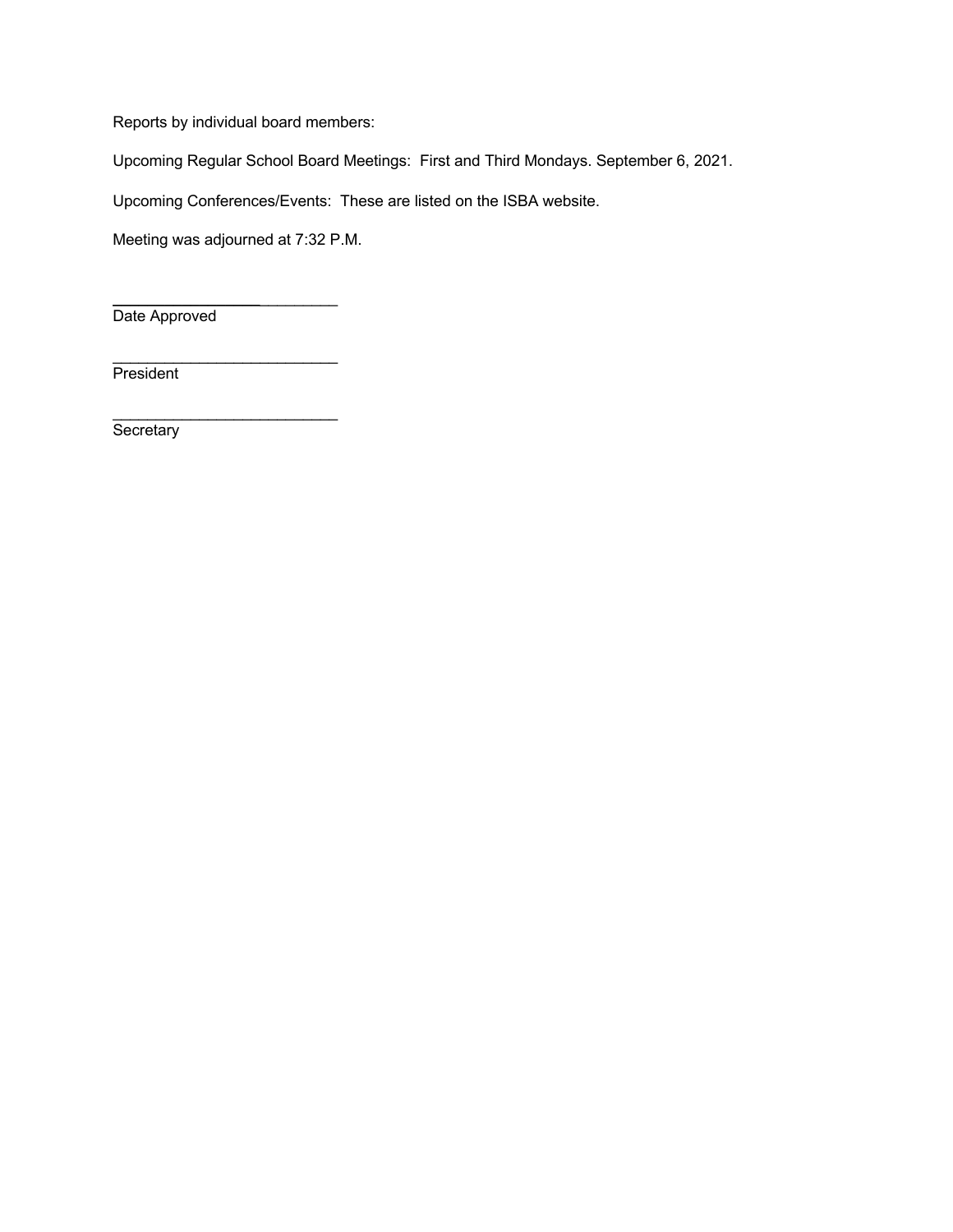Reports by individual board members:

Upcoming Regular School Board Meetings: First and Third Mondays. September 6, 2021.

Upcoming Conferences/Events: These are listed on the ISBA website.

Meeting was adjourned at 7:32 P.M.

__________________________
Date Approved

__________________________
President

__________________________
Secretary